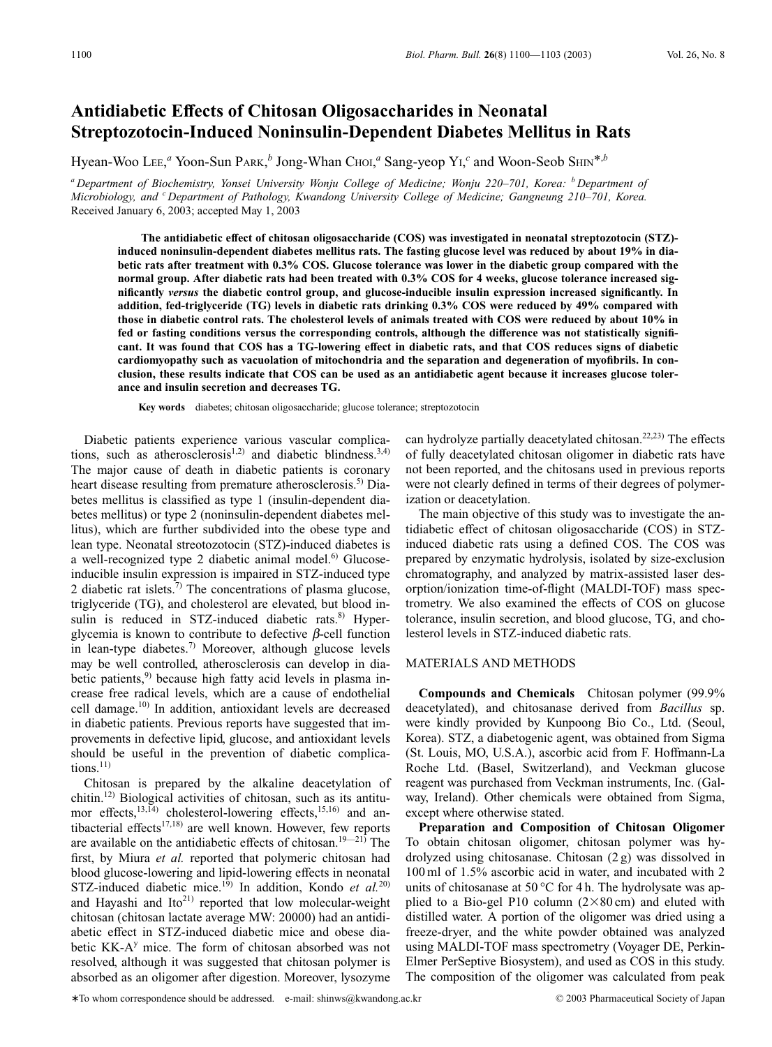# Antidiabetic Effects of Chitosan Oligosaccharides in Neonatal Streptozotocin-Induced Noninsulin-Dependent Diabetes Mellitus in Rats

Hyean-Woo LEE,[a] Yoon-Sun PARK,[b] Jong-Whan CHOI,[a] Sang-yeop YI,[c] and Woon-Seob SHIN*,[b]

[a] Department of Biochemistry, Yonsei University Wonju College of Medicine; Wonju 220–701, Korea: [b] Department of Microbiology, and [c] Department of Pathology, Kwandong University College of Medicine; Gangneung 210–701, Korea.
Received January 6, 2003; accepted May 1, 2003

**The antidiabetic effect of chitosan oligosaccharide (COS) was investigated in neonatal streptozotocin (STZ)-induced noninsulin-dependent diabetes mellitus rats. The fasting glucose level was reduced by about 19% in diabetic rats after treatment with 0.3% COS. Glucose tolerance was lower in the diabetic group compared with the normal group. After diabetic rats had been treated with 0.3% COS for 4 weeks, glucose tolerance increased significantly *versus* the diabetic control group, and glucose-inducible insulin expression increased significantly. In addition, fed-triglyceride (TG) levels in diabetic rats drinking 0.3% COS were reduced by 49% compared with those in diabetic control rats. The cholesterol levels of animals treated with COS were reduced by about 10% in fed or fasting conditions versus the corresponding controls, although the difference was not statistically significant. It was found that COS has a TG-lowering effect in diabetic rats, and that COS reduces signs of diabetic cardiomyopathy such as vacuolation of mitochondria and the separation and degeneration of myofibrils. In conclusion, these results indicate that COS can be used as an antidiabetic agent because it increases glucose tolerance and insulin secretion and decreases TG.**

**Key words** diabetes; chitosan oligosaccharide; glucose tolerance; streptozotocin

Diabetic patients experience various vascular complications, such as atherosclerosis[1,2] and diabetic blindness.[3,4] The major cause of death in diabetic patients is coronary heart disease resulting from premature atherosclerosis.[5] Diabetes mellitus is classified as type 1 (insulin-dependent diabetes mellitus) or type 2 (noninsulin-dependent diabetes mellitus), which are further subdivided into the obese type and lean type. Neonatal streotozotocin (STZ)-induced diabetes is a well-recognized type 2 diabetic animal model.[6] Glucose-inducible insulin expression is impaired in STZ-induced type 2 diabetic rat islets.[7] The concentrations of plasma glucose, triglyceride (TG), and cholesterol are elevated, but blood insulin is reduced in STZ-induced diabetic rats.[8] Hyperglycemia is known to contribute to defective $\beta$-cell function in lean-type diabetes.[7] Moreover, although glucose levels may be well controlled, atherosclerosis can develop in diabetic patients,[9] because high fatty acid levels in plasma increase free radical levels, which are a cause of endothelial cell damage.[10] In addition, antioxidant levels are decreased in diabetic patients. Previous reports have suggested that improvements in defective lipid, glucose, and antioxidant levels should be useful in the prevention of diabetic complications.[11]

Chitosan is prepared by the alkaline deacetylation of chitin.[12] Biological activities of chitosan, such as its antitumor effects,[13,14] cholesterol-lowering effects,[15,16] and antibacterial effects[17,18] are well known. However, few reports are available on the antidiabetic effects of chitosan.[19—21] The first, by Miura *et al.* reported that polymeric chitosan had blood glucose-lowering and lipid-lowering effects in neonatal STZ-induced diabetic mice.[19] In addition, Kondo *et al.*[20] and Hayashi and Ito[21] reported that low molecular-weight chitosan (chitosan lactate average MW: 20000) had an antidiabetic effect in STZ-induced diabetic mice and obese diabetic KK-A$^y$ mice. The form of chitosan absorbed was not resolved, although it was suggested that chitosan polymer is absorbed as an oligomer after digestion. Moreover, lysozyme can hydrolyze partially deacetylated chitosan.[22,23] The effects of fully deacetylated chitosan oligomer in diabetic rats have not been reported, and the chitosans used in previous reports were not clearly defined in terms of their degrees of polymerization or deacetylation.

The main objective of this study was to investigate the antidiabetic effect of chitosan oligosaccharide (COS) in STZ-induced diabetic rats using a defined COS. The COS was prepared by enzymatic hydrolysis, isolated by size-exclusion chromatography, and analyzed by matrix-assisted laser desorption/ionization time-of-flight (MALDI-TOF) mass spectrometry. We also examined the effects of COS on glucose tolerance, insulin secretion, and blood glucose, TG, and cholesterol levels in STZ-induced diabetic rats.

## MATERIALS AND METHODS

**Compounds and Chemicals** Chitosan polymer (99.9% deacetylated), and chitosanase derived from *Bacillus* sp. were kindly provided by Kunpoong Bio Co., Ltd. (Seoul, Korea). STZ, a diabetogenic agent, was obtained from Sigma (St. Louis, MO, U.S.A.), ascorbic acid from F. Hoffmann-La Roche Ltd. (Basel, Switzerland), and Veckman glucose reagent was purchased from Veckman instruments, Inc. (Galway, Ireland). Other chemicals were obtained from Sigma, except where otherwise stated.

**Preparation and Composition of Chitosan Oligomer** To obtain chitosan oligomer, chitosan polymer was hydrolyzed using chitosanase. Chitosan (2 g) was dissolved in 100 ml of 1.5% ascorbic acid in water, and incubated with 2 units of chitosanase at 50 °C for 4 h. The hydrolysate was applied to a Bio-gel P10 column (2×80 cm) and eluted with distilled water. A portion of the oligomer was dried using a freeze-dryer, and the white powder obtained was analyzed using MALDI-TOF mass spectrometry (Voyager DE, Perkin-Elmer PerSeptive Biosystem), and used as COS in this study. The composition of the oligomer was calculated from peak

*To whom correspondence should be addressed. e-mail: shinws@kwandong.ac.kr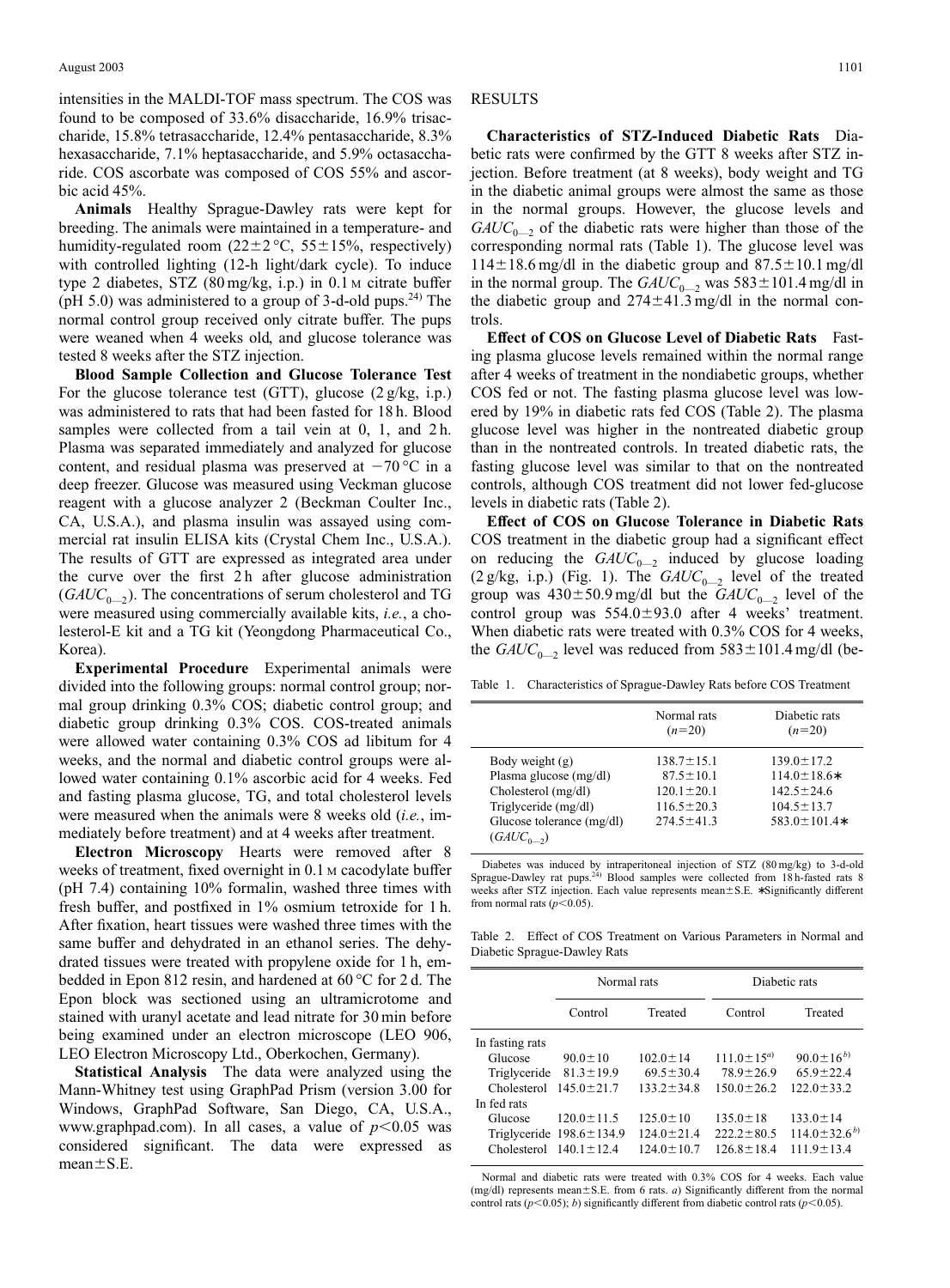intensities in the MALDI-TOF mass spectrum. The COS was found to be composed of 33.6% disaccharide, 16.9% trisaccharide, 15.8% tetrasaccharide, 12.4% pentasaccharide, 8.3% hexasaccharide, 7.1% heptasaccharide, and 5.9% octasaccharide. COS ascorbate was composed of COS 55% and ascorbic acid 45%.

**Animals** Healthy Sprague-Dawley rats were kept for breeding. The animals were maintained in a temperature- and humidity-regulated room (22±2 °C, 55±15%, respectively) with controlled lighting (12-h light/dark cycle). To induce type 2 diabetes, STZ (80 mg/kg, i.p.) in 0.1 M citrate buffer (pH 5.0) was administered to a group of 3-d-old pups.[24] The normal control group received only citrate buffer. The pups were weaned when 4 weeks old, and glucose tolerance was tested 8 weeks after the STZ injection.

**Blood Sample Collection and Glucose Tolerance Test** For the glucose tolerance test (GTT), glucose (2 g/kg, i.p.) was administered to rats that had been fasted for 18 h. Blood samples were collected from a tail vein at 0, 1, and 2 h. Plasma was separated immediately and analyzed for glucose content, and residual plasma was preserved at −70 °C in a deep freezer. Glucose was measured using Veckman glucose reagent with a glucose analyzer 2 (Beckman Coulter Inc., CA, U.S.A.), and plasma insulin was assayed using commercial rat insulin ELISA kits (Crystal Chem Inc., U.S.A.). The results of GTT are expressed as integrated area under the curve over the first 2 h after glucose administration ($GAUC_{0-2}$). The concentrations of serum cholesterol and TG were measured using commercially available kits, *i.e.*, a cholesterol-E kit and a TG kit (Yeongdong Pharmaceutical Co., Korea).

**Experimental Procedure** Experimental animals were divided into the following groups: normal control group; normal group drinking 0.3% COS; diabetic control group; and diabetic group drinking 0.3% COS. COS-treated animals were allowed water containing 0.3% COS ad libitum for 4 weeks, and the normal and diabetic control groups were allowed water containing 0.1% ascorbic acid for 4 weeks. Fed and fasting plasma glucose, TG, and total cholesterol levels were measured when the animals were 8 weeks old (*i.e.*, immediately before treatment) and at 4 weeks after treatment.

**Electron Microscopy** Hearts were removed after 8 weeks of treatment, fixed overnight in 0.1 M cacodylate buffer (pH 7.4) containing 10% formalin, washed three times with fresh buffer, and postfixed in 1% osmium tetroxide for 1 h. After fixation, heart tissues were washed three times with the same buffer and dehydrated in an ethanol series. The dehydrated tissues were treated with propylene oxide for 1 h, embedded in Epon 812 resin, and hardened at 60 °C for 2 d. The Epon block was sectioned using an ultramicrotome and stained with uranyl acetate and lead nitrate for 30 min before being examined under an electron microscope (LEO 906, LEO Electron Microscopy Ltd., Oberkochen, Germany).

**Statistical Analysis** The data were analyzed using the Mann-Whitney test using GraphPad Prism (version 3.00 for Windows, GraphPad Software, San Diego, CA, U.S.A., www.graphpad.com). In all cases, a value of $p<0.05$ was considered significant. The data were expressed as mean±S.E.

## RESULTS

**Characteristics of STZ-Induced Diabetic Rats** Diabetic rats were confirmed by the GTT 8 weeks after STZ injection. Before treatment (at 8 weeks), body weight and TG in the diabetic animal groups were almost the same as those in the corresponding normal rats (Table 1). The glucose levels and $GAUC_{0-2}$ of the diabetic rats were higher than those of the corresponding normal rats (Table 1). The glucose level was 114±18.6 mg/dl in the diabetic group and 87.5±10.1 mg/dl in the normal group. The $GAUC_{0-2}$ was 583±101.4 mg/dl in the diabetic group and 274±41.3 mg/dl in the normal controls.

**Effect of COS on Glucose Level of Diabetic Rats** Fasting plasma glucose levels remained within the normal range after 4 weeks of treatment in the nondiabetic groups, whether COS fed or not. The fasting plasma glucose level was lowered by 19% in diabetic rats fed COS (Table 2). The plasma glucose level was higher in the nontreated diabetic group than in the nontreated controls. In treated diabetic rats, the fasting glucose level was similar to that on the nontreated controls, although COS treatment did not lower fed-glucose levels in diabetic rats (Table 2).

**Effect of COS on Glucose Tolerance in Diabetic Rats** COS treatment in the diabetic group had a significant effect on reducing the $GAUC_{0-2}$ induced by glucose loading (2 g/kg, i.p.) (Fig. 1). The $GAUC_{0-2}$ level of the treated group was 430±50.9 mg/dl but the $GAUC_{0-2}$ level of the control group was 554.0±93.0 after 4 weeks' treatment. When diabetic rats were treated with 0.3% COS for 4 weeks, the $GAUC_{0-2}$ level was reduced from 583±101.4 mg/dl (be-

Table 1. Characteristics of Sprague-Dawley Rats before COS Treatment

| | Normal rats ($n$=20) | Diabetic rats ($n$=20) |
|---|---|---|
| Body weight (g) | 138.7±15.1 | 139.0±17.2 |
| Plasma glucose (mg/dl) | 87.5±10.1 | 114.0±18.6* |
| Cholesterol (mg/dl) | 120.1±20.1 | 142.5±24.6 |
| Triglyceride (mg/dl) | 116.5±20.3 | 104.5±13.7 |
| Glucose tolerance (mg/dl) ($GAUC_{0-2}$) | 274.5±41.3 | 583.0±101.4* |

Diabetes was induced by intraperitoneal injection of STZ (80 mg/kg) to 3-d-old Sprague-Dawley rat pups.[24] Blood samples were collected from 18 h-fasted rats 8 weeks after STZ injection. Each value represents mean±S.E. *Significantly different from normal rats ($p<0.05$).

Table 2. Effect of COS Treatment on Various Parameters in Normal and Diabetic Sprague-Dawley Rats

| | Normal rats | | Diabetic rats | |
|---|---|---|---|---|
| | Control | Treated | Control | Treated |
| In fasting rats | | | | |
| Glucose | 90.0±10 | 102.0±14 | 111.0±15[a] | 90.0±16[b] |
| Triglyceride | 81.3±19.9 | 69.5±30.4 | 78.9±26.9 | 65.9±22.4 |
| Cholesterol | 145.0±21.7 | 133.2±34.8 | 150.0±26.2 | 122.0±33.2 |
| In fed rats | | | | |
| Glucose | 120.0±11.5 | 125.0±10 | 135.0±18 | 133.0±14 |
| Triglyceride | 198.6±134.9 | 124.0±21.4 | 222.2±80.5 | 114.0±32.6[b] |
| Cholesterol | 140.1±12.4 | 124.0±10.7 | 126.8±18.4 | 111.9±13.4 |

Normal and diabetic rats were treated with 0.3% COS for 4 weeks. Each value (mg/dl) represents mean±S.E. from 6 rats. *a*) Significantly different from the normal control rats ($p<0.05$); *b*) significantly different from diabetic control rats ($p<0.05$).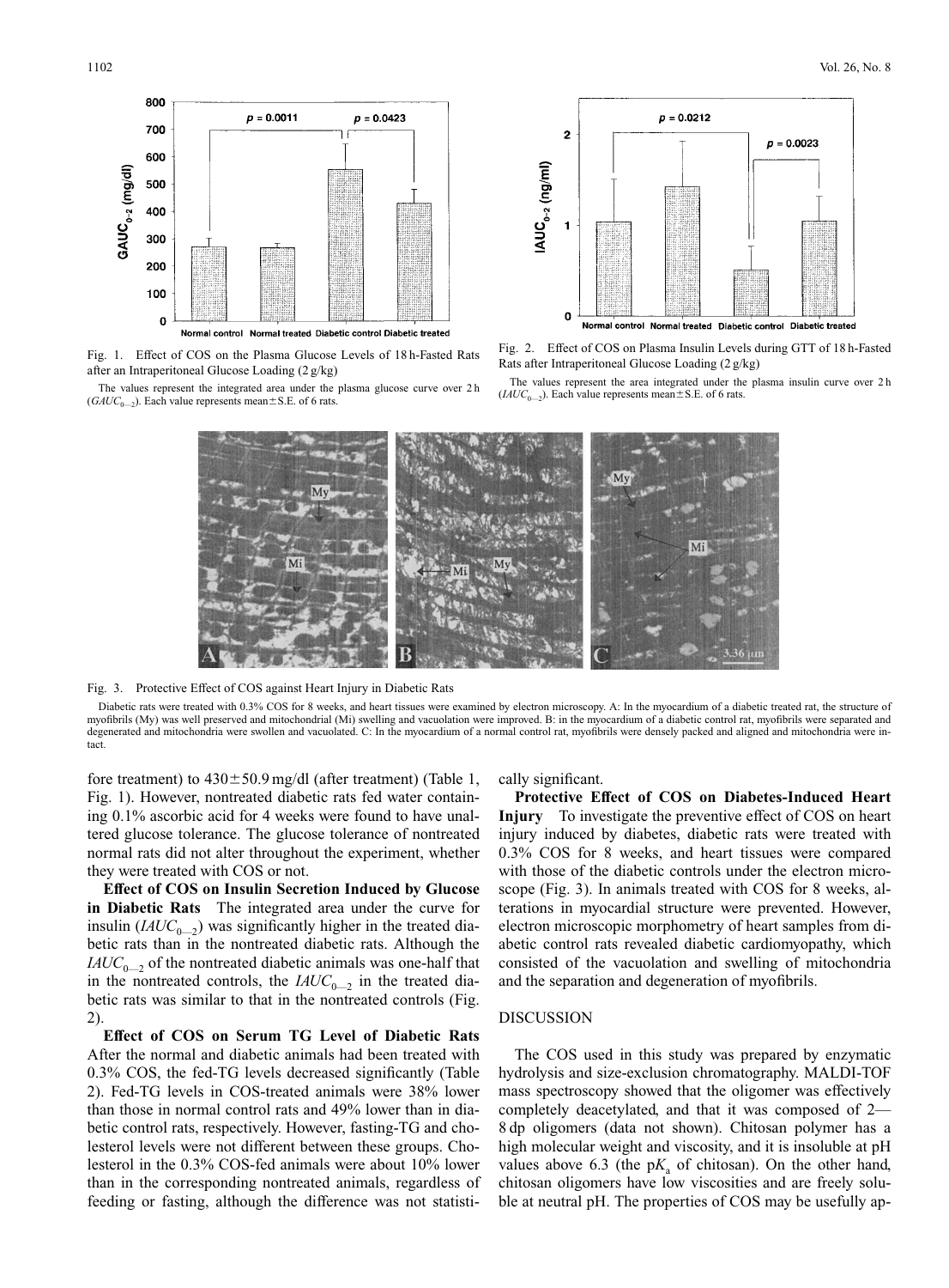Fig. 1. Effect of COS on the Plasma Glucose Levels of 18 h-Fasted Rats after an Intraperitoneal Glucose Loading (2 g/kg)

The values represent the integrated area under the plasma glucose curve over 2 h ($GAUC_{0-2}$). Each value represents mean±S.E. of 6 rats.

Fig. 2. Effect of COS on Plasma Insulin Levels during GTT of 18 h-Fasted Rats after Intraperitoneal Glucose Loading (2 g/kg)

The values represent the area integrated under the plasma insulin curve over 2 h ($IAUC_{0-2}$). Each value represents mean±S.E. of 6 rats.

Fig. 3. Protective Effect of COS against Heart Injury in Diabetic Rats

Diabetic rats were treated with 0.3% COS for 8 weeks, and heart tissues were examined by electron microscopy. A: In the myocardium of a diabetic treated rat, the structure of myofibrils (My) was well preserved and mitochondrial (Mi) swelling and vacuolation were improved. B: in the myocardium of a diabetic control rat, myofibrils were separated and degenerated and mitochondria were swollen and vacuolated. C: In the myocardium of a normal control rat, myofibrils were densely packed and aligned and mitochondria were intact.

fore treatment) to 430±50.9 mg/dl (after treatment) (Table 1, Fig. 1). However, nontreated diabetic rats fed water containing 0.1% ascorbic acid for 4 weeks were found to have unaltered glucose tolerance. The glucose tolerance of nontreated normal rats did not alter throughout the experiment, whether they were treated with COS or not.

**Effect of COS on Insulin Secretion Induced by Glucose in Diabetic Rats** The integrated area under the curve for insulin ($IAUC_{0-2}$) was significantly higher in the treated diabetic rats than in the nontreated diabetic rats. Although the $IAUC_{0-2}$ of the nontreated diabetic animals was one-half that in the nontreated controls, the $IAUC_{0-2}$ in the treated diabetic rats was similar to that in the nontreated controls (Fig. 2).

**Effect of COS on Serum TG Level of Diabetic Rats** After the normal and diabetic animals had been treated with 0.3% COS, the fed-TG levels decreased significantly (Table 2). Fed-TG levels in COS-treated animals were 38% lower than those in normal control rats and 49% lower than in diabetic control rats, respectively. However, fasting-TG and cholesterol levels were not different between these groups. Cholesterol in the 0.3% COS-fed animals were about 10% lower than in the corresponding nontreated animals, regardless of feeding or fasting, although the difference was not statistically significant.

**Protective Effect of COS on Diabetes-Induced Heart Injury** To investigate the preventive effect of COS on heart injury induced by diabetes, diabetic rats were treated with 0.3% COS for 8 weeks, and heart tissues were compared with those of the diabetic controls under the electron microscope (Fig. 3). In animals treated with COS for 8 weeks, alterations in myocardial structure were prevented. However, electron microscopic morphometry of heart samples from diabetic control rats revealed diabetic cardiomyopathy, which consisted of the vacuolation and swelling of mitochondria and the separation and degeneration of myofibrils.

## DISCUSSION

The COS used in this study was prepared by enzymatic hydrolysis and size-exclusion chromatography. MALDI-TOF mass spectroscopy showed that the oligomer was effectively completely deacetylated, and that it was composed of 2—8 dp oligomers (data not shown). Chitosan polymer has a high molecular weight and viscosity, and it is insoluble at pH values above 6.3 (the $pK_a$ of chitosan). On the other hand, chitosan oligomers have low viscosities and are freely soluble at neutral pH. The properties of COS may be usefully ap-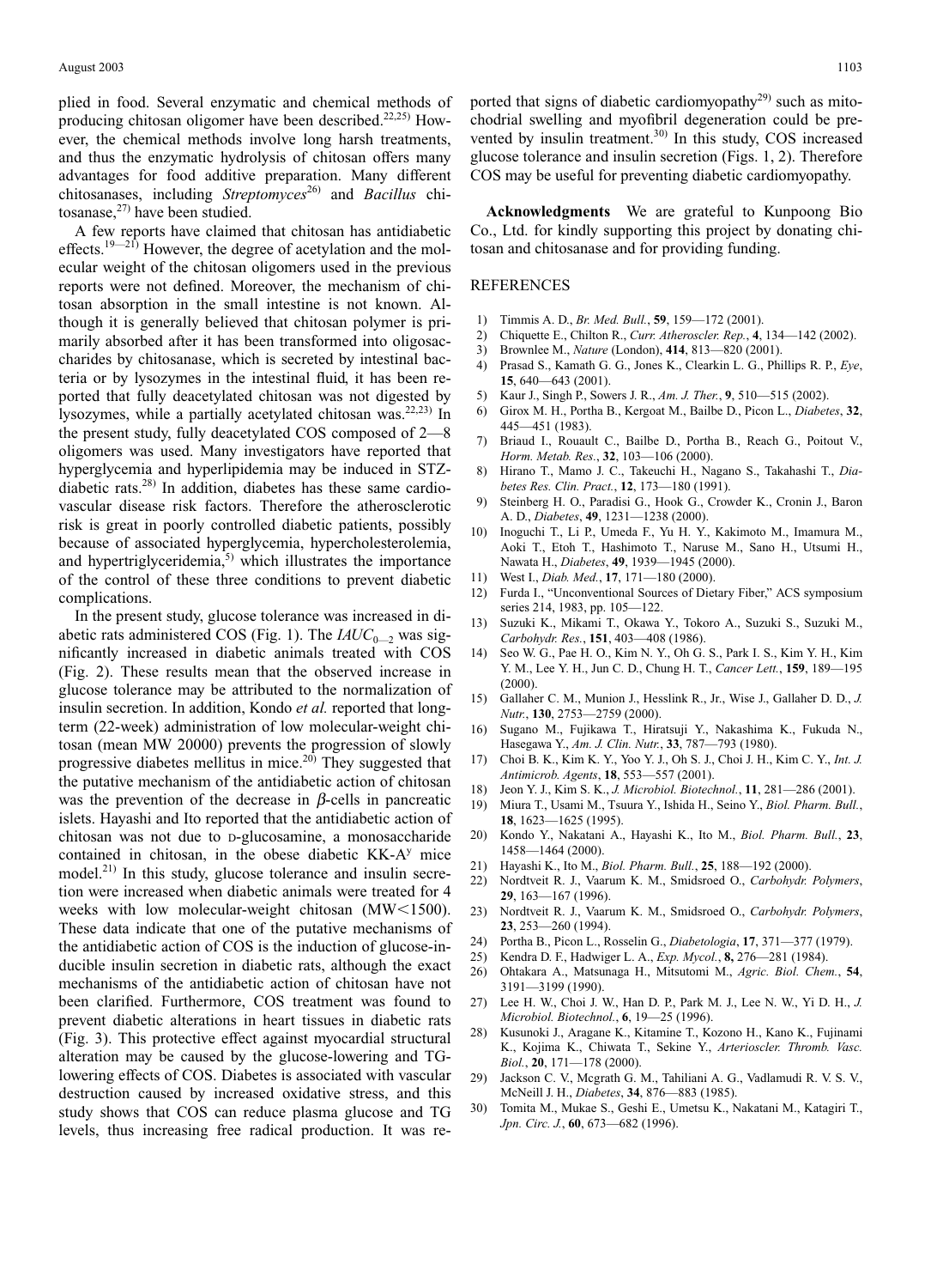plied in food. Several enzymatic and chemical methods of producing chitosan oligomer have been described.[22,25] However, the chemical methods involve long harsh treatments, and thus the enzymatic hydrolysis of chitosan offers many advantages for food additive preparation. Many different chitosanases, including *Streptomyces*[26] and *Bacillus* chitosanase,[27] have been studied.

A few reports have claimed that chitosan has antidiabetic effects.[19—21] However, the degree of acetylation and the molecular weight of the chitosan oligomers used in the previous reports were not defined. Moreover, the mechanism of chitosan absorption in the small intestine is not known. Although it is generally believed that chitosan polymer is primarily absorbed after it has been transformed into oligosaccharides by chitosanase, which is secreted by intestinal bacteria or by lysozymes in the intestinal fluid, it has been reported that fully deacetylated chitosan was not digested by lysozymes, while a partially acetylated chitosan was.[22,23] In the present study, fully deacetylated COS composed of 2—8 oligomers was used. Many investigators have reported that hyperglycemia and hyperlipidemia may be induced in STZ-diabetic rats.[28] In addition, diabetes has these same cardiovascular disease risk factors. Therefore the atherosclerotic risk is great in poorly controlled diabetic patients, possibly because of associated hyperglycemia, hypercholesterolemia, and hypertriglyceridemia,[5] which illustrates the importance of the control of these three conditions to prevent diabetic complications.

In the present study, glucose tolerance was increased in diabetic rats administered COS (Fig. 1). The $IAUC_{0-2}$ was significantly increased in diabetic animals treated with COS (Fig. 2). These results mean that the observed increase in glucose tolerance may be attributed to the normalization of insulin secretion. In addition, Kondo *et al.* reported that long-term (22-week) administration of low molecular-weight chitosan (mean MW 20000) prevents the progression of slowly progressive diabetes mellitus in mice.[20] They suggested that the putative mechanism of the antidiabetic action of chitosan was the prevention of the decrease in $\beta$-cells in pancreatic islets. Hayashi and Ito reported that the antidiabetic action of chitosan was not due to D-glucosamine, a monosaccharide contained in chitosan, in the obese diabetic KK-$A^y$ mice model.[21] In this study, glucose tolerance and insulin secretion were increased when diabetic animals were treated for 4 weeks with low molecular-weight chitosan (MW<1500). These data indicate that one of the putative mechanisms of the antidiabetic action of COS is the induction of glucose-inducible insulin secretion in diabetic rats, although the exact mechanisms of the antidiabetic action of chitosan have not been clarified. Furthermore, COS treatment was found to prevent diabetic alterations in heart tissues in diabetic rats (Fig. 3). This protective effect against myocardial structural alteration may be caused by the glucose-lowering and TG-lowering effects of COS. Diabetes is associated with vascular destruction caused by increased oxidative stress, and this study shows that COS can reduce plasma glucose and TG levels, thus increasing free radical production. It was reported that signs of diabetic cardiomyopathy[29] such as mitochondrial swelling and myofibril degeneration could be prevented by insulin treatment.[30] In this study, COS increased glucose tolerance and insulin secretion (Figs. 1, 2). Therefore COS may be useful for preventing diabetic cardiomyopathy.

**Acknowledgments** We are grateful to Kunpoong Bio Co., Ltd. for kindly supporting this project by donating chitosan and chitosanase and for providing funding.

## REFERENCES

1) Timmis A. D., *Br. Med. Bull.*, **59**, 159—172 (2001).
2) Chiquette E., Chilton R., *Curr. Atheroscler. Rep.*, **4**, 134—142 (2002).
3) Brownlee M., *Nature* (London), **414**, 813—820 (2001).
4) Prasad S., Kamath G. G., Jones K., Clearkin L. G., Phillips R. P., *Eye*, **15**, 640—643 (2001).
5) Kaur J., Singh P., Sowers J. R., *Am. J. Ther.*, **9**, 510—515 (2002).
6) Girox M. H., Portha B., Kergoat M., Bailbe D., Picon L., *Diabetes*, **32**, 445—451 (1983).
7) Briaud I., Rouault C., Bailbe D., Portha B., Reach G., Poitout V., *Horm. Metab. Res.*, **32**, 103—106 (2000).
8) Hirano T., Mamo J. C., Takeuchi H., Nagano S., Takahashi T., *Diabetes Res. Clin. Pract.*, **12**, 173—180 (1991).
9) Steinberg H. O., Paradisi G., Hook G., Crowder K., Cronin J., Baron A. D., *Diabetes*, **49**, 1231—1238 (2000).
10) Inoguchi T., Li P., Umeda F., Yu H. Y., Kakimoto M., Imamura M., Aoki T., Etoh T., Hashimoto T., Naruse M., Sano H., Utsumi H., Nawata H., *Diabetes*, **49**, 1939—1945 (2000).
11) West I., *Diab. Med.*, **17**, 171—180 (2000).
12) Furda I., "Unconventional Sources of Dietary Fiber," ACS symposium series 214, 1983, pp. 105—122.
13) Suzuki K., Mikami T., Okawa Y., Tokoro A., Suzuki S., Suzuki M., *Carbohydr. Res.*, **151**, 403—408 (1986).
14) Seo W. G., Pae H. O., Kim N. Y., Oh G. S., Park I. S., Kim Y. H., Kim Y. M., Lee Y. H., Jun C. D., Chung H. T., *Cancer Lett.*, **159**, 189—195 (2000).
15) Gallaher C. M., Munion J., Hesslink R., Jr., Wise J., Gallaher D. D., *J. Nutr.*, **130**, 2753—2759 (2000).
16) Sugano M., Fujikawa T., Hiratsuji Y., Nakashima K., Fukuda N., Hasegawa Y., *Am. J. Clin. Nutr.*, **33**, 787—793 (1980).
17) Choi B. K., Kim K. Y., Yoo Y. J., Oh S. J., Choi J. H., Kim C. Y., *Int. J. Antimicrob. Agents*, **18**, 553—557 (2001).
18) Jeon Y. J., Kim S. K., *J. Microbiol. Biotechnol.*, **11**, 281—286 (2001).
19) Miura T., Usami M., Tsuura Y., Ishida H., Seino Y., *Biol. Pharm. Bull.*, **18**, 1623—1625 (1995).
20) Kondo Y., Nakatani A., Hayashi K., Ito M., *Biol. Pharm. Bull.*, **23**, 1458—1464 (2000).
21) Hayashi K., Ito M., *Biol. Pharm. Bull.*, **25**, 188—192 (2000).
22) Nordtveit R. J., Vaarum K. M., Smidsroed O., *Carbohydr. Polymers*, **29**, 163—167 (1996).
23) Nordtveit R. J., Vaarum K. M., Smidsroed O., *Carbohydr. Polymers*, **23**, 253—260 (1994).
24) Portha B., Picon L., Rosselin G., *Diabetologia*, **17**, 371—377 (1979).
25) Kendra D. F., Hadwiger L. A., *Exp. Mycol.*, **8,** 276—281 (1984).
26) Ohtakara A., Matsunaga H., Mitsutomi M., *Agric. Biol. Chem.*, **54**, 3191—3199 (1990).
27) Lee H. W., Choi J. W., Han D. P., Park M. J., Lee N. W., Yi D. H., *J. Microbiol. Biotechnol.*, **6**, 19—25 (1996).
28) Kusunoki J., Aragane K., Kitamine T., Kozono H., Kano K., Fujinami K., Kojima K., Chiwata T., Sekine Y., *Arterioscler. Thromb. Vasc. Biol.*, **20**, 171—178 (2000).
29) Jackson C. V., Mcgrath G. M., Tahiliani A. G., Vadlamudi R. V. S. V., McNeill J. H., *Diabetes*, **34**, 876—883 (1985).
30) Tomita M., Mukae S., Geshi E., Umetsu K., Nakatani M., Katagiri T., *Jpn. Circ. J.*, **60**, 673—682 (1996).